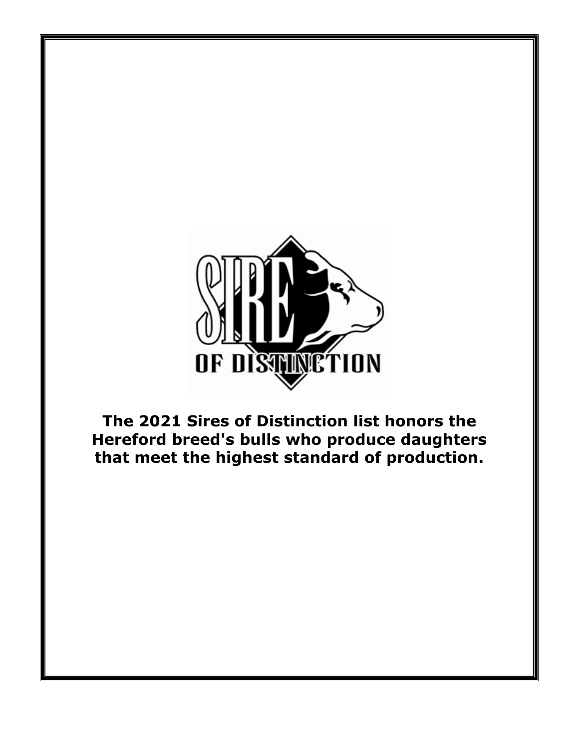SIRE OF DISTINCTION

**The 2021 Sires of Distinction list honors the Hereford breed's bulls who produce daughters that meet the highest standard of production.**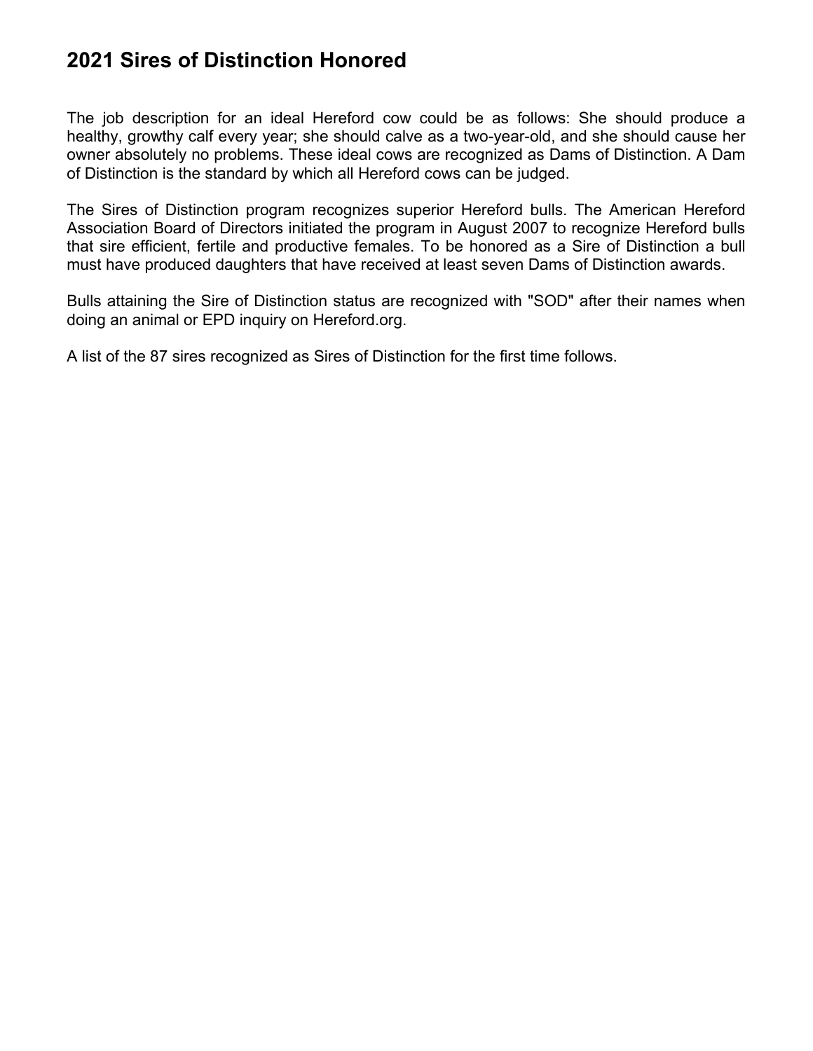# 2021 Sires of Distinction Honored

The job description for an ideal Hereford cow could be as follows: She should produce a healthy, growthy calf every year; she should calve as a two-year-old, and she should cause her owner absolutely no problems. These ideal cows are recognized as Dams of Distinction. A Dam of Distinction is the standard by which all Hereford cows can be judged.

The Sires of Distinction program recognizes superior Hereford bulls. The American Hereford Association Board of Directors initiated the program in August 2007 to recognize Hereford bulls that sire efficient, fertile and productive females. To be honored as a Sire of Distinction a bull must have produced daughters that have received at least seven Dams of Distinction awards.

Bulls attaining the Sire of Distinction status are recognized with "SOD" after their names when doing an animal or EPD inquiry on Hereford.org.

A list of the 87 sires recognized as Sires of Distinction for the first time follows.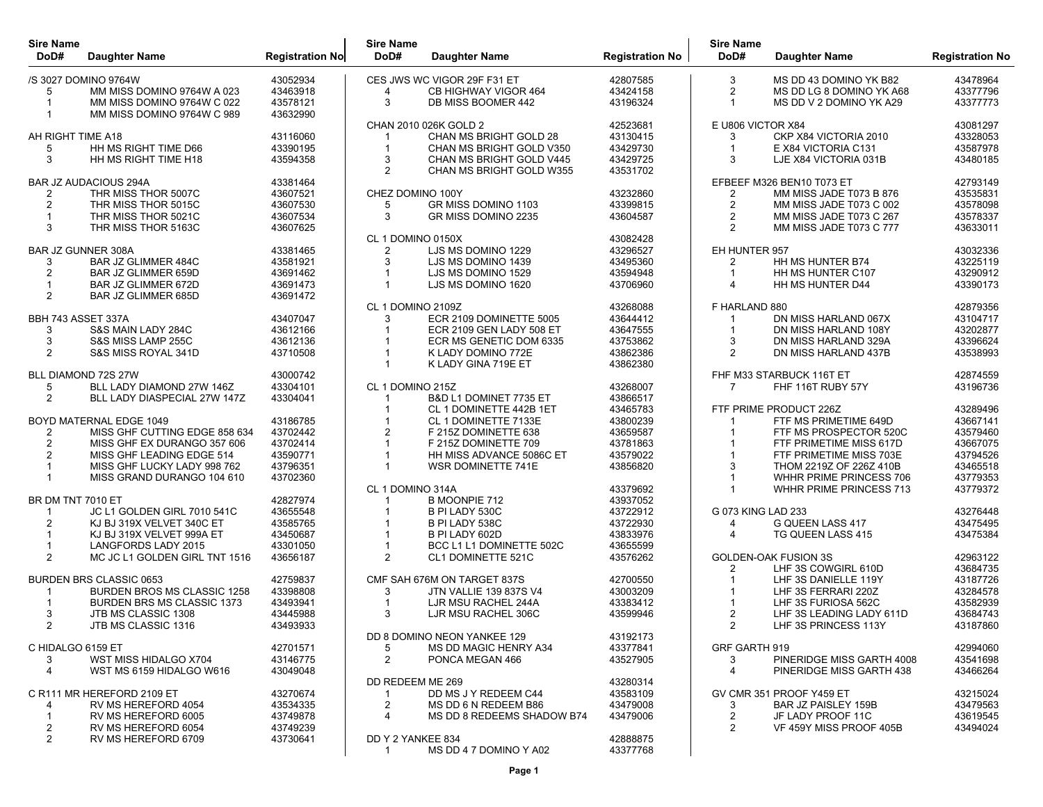| Sire Name DoD# | Daughter Name | Registration No |
|---|---|---|
| /S 3027 DOMINO 9764W | | 43052934 |
| 5 | MM MISS DOMINO 9764W A 023 | 43463918 |
| 1 | MM MISS DOMINO 9764W C 022 | 43578121 |
| 1 | MM MISS DOMINO 9764W C 989 | 43632990 |
| AH RIGHT TIME A18 | | 43116060 |
| 5 | HH MS RIGHT TIME D66 | 43390195 |
| 3 | HH MS RIGHT TIME H18 | 43594358 |
| BAR JZ AUDACIOUS 294A | | 43381464 |
| 2 | THR MISS THOR 5007C | 43607521 |
| 2 | THR MISS THOR 5015C | 43607530 |
| 1 | THR MISS THOR 5021C | 43607534 |
| 3 | THR MISS THOR 5163C | 43607625 |
| BAR JZ GUNNER 308A | | 43381465 |
| 3 | BAR JZ GLIMMER 484C | 43581921 |
| 2 | BAR JZ GLIMMER 659D | 43691462 |
| 1 | BAR JZ GLIMMER 672D | 43691473 |
| 2 | BAR JZ GLIMMER 685D | 43691472 |
| BBH 743 ASSET 337A | | 43407047 |
| 3 | S&S MAIN LADY 284C | 43612166 |
| 3 | S&S MISS LAMP 255C | 43612136 |
| 2 | S&S MISS ROYAL 341D | 43710508 |
| BLL DIAMOND 72S 27W | | 43000742 |
| 5 | BLL LADY DIAMOND 27W 146Z | 43304101 |
| 2 | BLL LADY DIASPECIAL 27W 147Z | 43304041 |
| BOYD MATERNAL EDGE 1049 | | 43186785 |
| 2 | MISS GHF CUTTING EDGE 858 634 | 43702442 |
| 2 | MISS GHF EX DURANGO 357 606 | 43702414 |
| 2 | MISS GHF LEADING EDGE 514 | 43590771 |
| 1 | MISS GHF LUCKY LADY 998 762 | 43796351 |
| 1 | MISS GRAND DURANGO 104 610 | 43702360 |
| BR DM TNT 7010 ET | | 42827974 |
| 1 | JC L1 GOLDEN GIRL 7010 541C | 43655548 |
| 2 | KJ BJ 319X VELVET 340C ET | 43585765 |
| 1 | KJ BJ 319X VELVET 999A ET | 43450687 |
| 1 | LANGFORDS LADY 2015 | 43301050 |
| 2 | MC JC L1 GOLDEN GIRL TNT 1516 | 43656187 |
| BURDEN BRS CLASSIC 0653 | | 42759837 |
| 1 | BURDEN BROS MS CLASSIC 1258 | 43398808 |
| 1 | BURDEN BRS MS CLASSIC 1373 | 43493941 |
| 3 | JTB MS CLASSIC 1308 | 43445988 |
| 2 | JTB MS CLASSIC 1316 | 43493933 |
| C HIDALGO 6159 ET | | 42701571 |
| 3 | WST MISS HIDALGO X704 | 43146775 |
| 4 | WST MS 6159 HIDALGO W616 | 43049048 |
| C R111 MR HEREFORD 2109 ET | | 43270674 |
| 4 | RV MS HEREFORD 4054 | 43534335 |
| 1 | RV MS HEREFORD 6005 | 43749878 |
| 2 | RV MS HEREFORD 6054 | 43749239 |
| 2 | RV MS HEREFORD 6709 | 43730641 |
| CES JWS WC VIGOR 29F F31 ET | | 42807585 |
| 4 | CB HIGHWAY VIGOR 464 | 43424158 |
| 3 | DB MISS BOOMER 442 | 43196324 |
| CHAN 2010 026K GOLD 2 | | 42523681 |
| 1 | CHAN MS BRIGHT GOLD 28 | 43130415 |
| 1 | CHAN MS BRIGHT GOLD V350 | 43429730 |
| 3 | CHAN MS BRIGHT GOLD V445 | 43429725 |
| 2 | CHAN MS BRIGHT GOLD W355 | 43531702 |
| CHEZ DOMINO 100Y | | 43232860 |
| 5 | GR MISS DOMINO 1103 | 43399815 |
| 3 | GR MISS DOMINO 2235 | 43604587 |
| CL 1 DOMINO 0150X | | 43082428 |
| 2 | LJS MS DOMINO 1229 | 43296527 |
| 3 | LJS MS DOMINO 1439 | 43495360 |
| 1 | LJS MS DOMINO 1529 | 43594948 |
| 1 | LJS MS DOMINO 1620 | 43706960 |
| CL 1 DOMINO 2109Z | | 43268088 |
| 3 | ECR 2109 DOMINETTE 5005 | 43644412 |
| 1 | ECR 2109 GEN LADY 508 ET | 43647555 |
| 1 | ECR MS GENETIC DOM 6335 | 43753862 |
| 1 | K LADY DOMINO 772E | 43862386 |
| 1 | K LADY GINA 719E ET | 43862380 |
| CL 1 DOMINO 215Z | | 43268007 |
| 1 | B&D L1 DOMINET 7735 ET | 43866517 |
| 1 | CL 1 DOMINETTE 442B 1ET | 43465783 |
| 1 | CL 1 DOMINETTE 7133E | 43800239 |
| 2 | F 215Z DOMINETTE 638 | 43659587 |
| 1 | F 215Z DOMINETTE 709 | 43781863 |
| 1 | HH MISS ADVANCE 5086C ET | 43579022 |
| 1 | WSR DOMINETTE 741E | 43856820 |
| CL 1 DOMINO 314A | | 43379692 |
| 1 | B MOONPIE 712 | 43937052 |
| 1 | B PI LADY 530C | 43722912 |
| 1 | B PI LADY 538C | 43722930 |
| 1 | B PI LADY 602D | 43833976 |
| 1 | BCC L1 L1 DOMINETTE 502C | 43655599 |
| 2 | CL1 DOMINETTE 521C | 43576262 |
| CMF SAH 676M ON TARGET 837S | | 42700550 |
| 3 | JTN VALLIE 139 837S V4 | 43003209 |
| 1 | LJR MSU RACHEL 244A | 43383412 |
| 3 | LJR MSU RACHEL 306C | 43599946 |
| DD 8 DOMINO NEON YANKEE 129 | | 43192173 |
| 5 | MS DD MAGIC HENRY A34 | 43377841 |
| 2 | PONCA MEGAN 466 | 43527905 |
| DD REDEEM ME 269 | | 43280314 |
| 1 | DD MS J Y REDEEM C44 | 43583109 |
| 2 | MS DD 6 N REDEEM B86 | 43479008 |
| 4 | MS DD 8 REDEEMS SHADOW B74 | 43479006 |
| DD Y 2 YANKEE 834 | | 42888875 |
| 1 | MS DD 4 7 DOMINO Y A02 | 43377768 |
| 3 | MS DD 43 DOMINO YK B82 | 43478964 |
| 2 | MS DD LG 8 DOMINO YK A68 | 43377796 |
| 1 | MS DD V 2 DOMINO YK A29 | 43377773 |
| E U806 VICTOR X84 | | 43081297 |
| 3 | CKP X84 VICTORIA 2010 | 43328053 |
| 1 | E X84 VICTORIA C131 | 43587978 |
| 3 | LJE X84 VICTORIA 031B | 43480185 |
| EFBEEF M326 BEN10 T073 ET | | 42793149 |
| 2 | MM MISS JADE T073 B 876 | 43535831 |
| 2 | MM MISS JADE T073 C 002 | 43578098 |
| 2 | MM MISS JADE T073 C 267 | 43578337 |
| 2 | MM MISS JADE T073 C 777 | 43633011 |
| EH HUNTER 957 | | 43032336 |
| 2 | HH MS HUNTER B74 | 43225119 |
| 1 | HH MS HUNTER C107 | 43290912 |
| 4 | HH MS HUNTER D44 | 43390173 |
| F HARLAND 880 | | 42879356 |
| 1 | DN MISS HARLAND 067X | 43104717 |
| 1 | DN MISS HARLAND 108Y | 43202877 |
| 3 | DN MISS HARLAND 329A | 43396624 |
| 2 | DN MISS HARLAND 437B | 43538993 |
| FHF M33 STARBUCK 116T ET | | 42874559 |
| 7 | FHF 116T RUBY 57Y | 43196736 |
| FTF PRIME PRODUCT 226Z | | 43289496 |
| 1 | FTF MS PRIMETIME 649D | 43667141 |
| 1 | FTF MS PROSPECTOR 520C | 43579460 |
| 1 | FTF PRIMETIME MISS 617D | 43667075 |
| 1 | FTF PRIMETIME MISS 703E | 43794526 |
| 3 | THOM 2219Z OF 226Z 410B | 43465518 |
| 1 | WHHR PRIME PRINCESS 706 | 43779353 |
| 1 | WHHR PRIME PRINCESS 713 | 43779372 |
| G 073 KING LAD 233 | | 43276448 |
| 4 | G QUEEN LASS 417 | 43475495 |
| 4 | TG QUEEN LASS 415 | 43475384 |
| GOLDEN-OAK FUSION 3S | | 42963122 |
| 2 | LHF 3S COWGIRL 610D | 43684735 |
| 1 | LHF 3S DANIELLE 119Y | 43187726 |
| 1 | LHF 3S FERRARI 220Z | 43284578 |
| 1 | LHF 3S FURIOSA 562C | 43582939 |
| 2 | LHF 3S LEADING LADY 611D | 43684743 |
| 2 | LHF 3S PRINCESS 113Y | 43187860 |
| GRF GARTH 919 | | 42994060 |
| 3 | PINERIDGE MISS GARTH 4008 | 43541698 |
| 4 | PINERIDGE MISS GARTH 438 | 43466264 |
| GV CMR 351 PROOF Y459 ET | | 43215024 |
| 3 | BAR JZ PAISLEY 159B | 43479563 |
| 2 | JF LADY PROOF 11C | 43619545 |
| 2 | VF 459Y MISS PROOF 405B | 43494024 |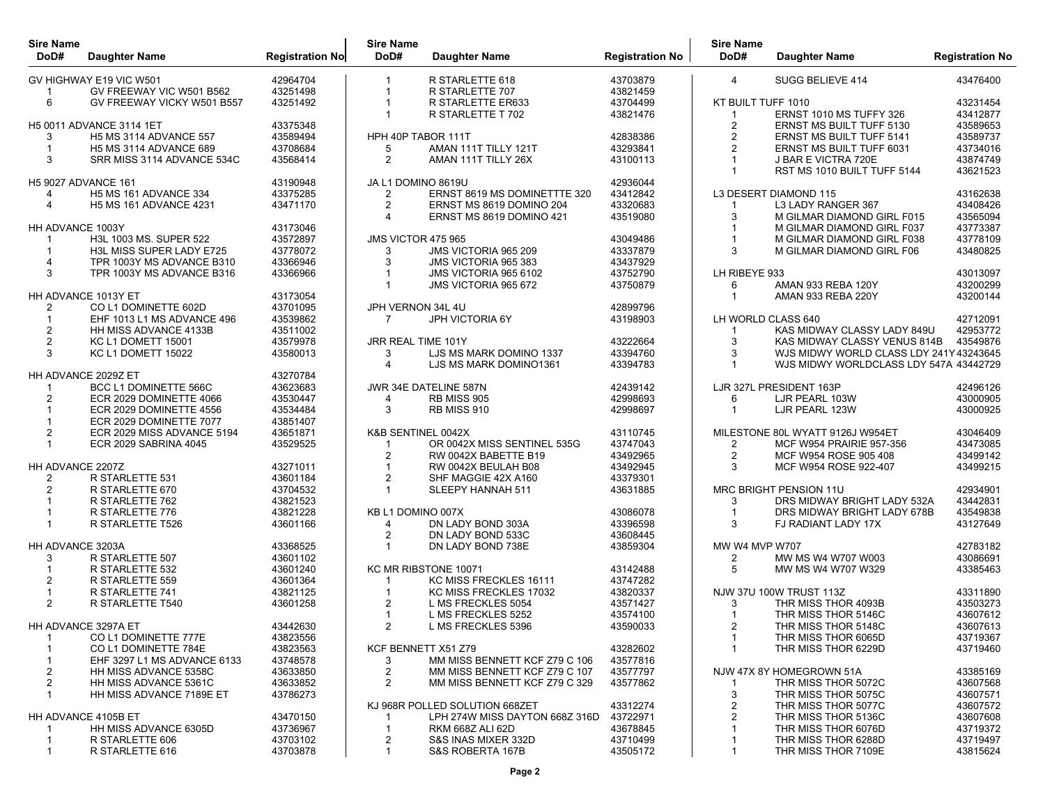| Sire Name DoD# | Daughter Name | Registration No |
|---|---|---|
| GV HIGHWAY E19 VIC W501 | | 42964704 |
| 1 | GV FREEWAY VIC W501 B562 | 43251498 |
| 6 | GV FREEWAY VICKY W501 B557 | 43251492 |
| H5 0011 ADVANCE 3114 1ET | | 43375348 |
| 3 | H5 MS 3114 ADVANCE 557 | 43589494 |
| 1 | H5 MS 3114 ADVANCE 689 | 43708684 |
| 3 | SRR MISS 3114 ADVANCE 534C | 43568414 |
| H5 9027 ADVANCE 161 | | 43190948 |
| 4 | H5 MS 161 ADVANCE 334 | 43375285 |
| 4 | H5 MS 161 ADVANCE 4231 | 43471170 |
| HH ADVANCE 1003Y | | 43173046 |
| 1 | H3L 1003 MS. SUPER 522 | 43572897 |
| 1 | H3L MISS SUPER LADY E725 | 43778072 |
| 4 | TPR 1003Y MS ADVANCE B310 | 43366946 |
| 3 | TPR 1003Y MS ADVANCE B316 | 43366966 |
| HH ADVANCE 1013Y ET | | 43173054 |
| 2 | CO L1 DOMINETTE 602D | 43701095 |
| 1 | EHF 1013 L1 MS ADVANCE 496 | 43539862 |
| 2 | HH MISS ADVANCE 4133B | 43511002 |
| 2 | KC L1 DOMETT 15001 | 43579978 |
| 3 | KC L1 DOMETT 15022 | 43580013 |
| HH ADVANCE 2029Z ET | | 43270784 |
| 1 | BCC L1 DOMINETTE 566C | 43623683 |
| 2 | ECR 2029 DOMINETTE 4066 | 43530447 |
| 1 | ECR 2029 DOMINETTE 4556 | 43534484 |
| 1 | ECR 2029 DOMINETTE 7077 | 43851407 |
| 2 | ECR 2029 MISS ADVANCE 5194 | 43651871 |
| 1 | ECR 2029 SABRINA 4045 | 43529525 |
| HH ADVANCE 2207Z | | 43271011 |
| 2 | R STARLETTE 531 | 43601184 |
| 2 | R STARLETTE 670 | 43704532 |
| 1 | R STARLETTE 762 | 43821523 |
| 1 | R STARLETTE 776 | 43821228 |
| 1 | R STARLETTE T526 | 43601166 |
| HH ADVANCE 3203A | | 43368525 |
| 3 | R STARLETTE 507 | 43601102 |
| 1 | R STARLETTE 532 | 43601240 |
| 2 | R STARLETTE 559 | 43601364 |
| 1 | R STARLETTE 741 | 43821125 |
| 2 | R STARLETTE T540 | 43601258 |
| HH ADVANCE 3297A ET | | 43442630 |
| 1 | CO L1 DOMINETTE 777E | 43823556 |
| 1 | CO L1 DOMINETTE 784E | 43823563 |
| 1 | EHF 3297 L1 MS ADVANCE 6133 | 43748578 |
| 2 | HH MISS ADVANCE 5358C | 43633850 |
| 2 | HH MISS ADVANCE 5361C | 43633852 |
| 1 | HH MISS ADVANCE 7189E ET | 43786273 |
| HH ADVANCE 4105B ET | | 43470150 |
| 1 | HH MISS ADVANCE 6305D | 43736967 |
| 1 | R STARLETTE 606 | 43703102 |
| 1 | R STARLETTE 616 | 43703878 |
| 1 | R STARLETTE 618 | 43703879 |
| 1 | R STARLETTE 707 | 43821459 |
| 1 | R STARLETTE ER633 | 43704499 |
| 1 | R STARLETTE T 702 | 43821476 |
| HPH 40P TABOR 111T | | 42838386 |
| 5 | AMAN 111T TILLY 121T | 43293841 |
| 2 | AMAN 111T TILLY 26X | 43100113 |
| JA L1 DOMINO 8619U | | 42936044 |
| 2 | ERNST 8619 MS DOMINETTTE 320 | 43412842 |
| 2 | ERNST MS 8619 DOMINO 204 | 43320683 |
| 4 | ERNST MS 8619 DOMINO 421 | 43519080 |
| JMS VICTOR 475 965 | | 43049486 |
| 3 | JMS VICTORIA 965 209 | 43337879 |
| 3 | JMS VICTORIA 965 383 | 43437929 |
| 1 | JMS VICTORIA 965 6102 | 43752790 |
| 1 | JMS VICTORIA 965 672 | 43750879 |
| JPH VERNON 34L 4U | | 42899796 |
| 7 | JPH VICTORIA 6Y | 43198903 |
| JRR REAL TIME 101Y | | 43222664 |
| 3 | LJS MS MARK DOMINO 1337 | 43394760 |
| 4 | LJS MS MARK DOMINO1361 | 43394783 |
| JWR 34E DATELINE 587N | | 42439142 |
| 4 | RB MISS 905 | 42998693 |
| 3 | RB MISS 910 | 42998697 |
| K&B SENTINEL 0042X | | 43110745 |
| 1 | OR 0042X MISS SENTINEL 535G | 43747043 |
| 2 | RW 0042X BABETTE B19 | 43492965 |
| 1 | RW 0042X BEULAH B08 | 43492945 |
| 2 | SHF MAGGIE 42X A160 | 43379301 |
| 1 | SLEEPY HANNAH 511 | 43631885 |
| KB L1 DOMINO 007X | | 43086078 |
| 4 | DN LADY BOND 303A | 43396598 |
| 2 | DN LADY BOND 533C | 43608445 |
| 1 | DN LADY BOND 738E | 43859304 |
| KC MR RIBSTONE 10071 | | 43142488 |
| 1 | KC MISS FRECKLES 16111 | 43747282 |
| 1 | KC MISS FRECKLES 17032 | 43820337 |
| 2 | L MS FRECKLES 5054 | 43571427 |
| 1 | L MS FRECKLES 5252 | 43574100 |
| 2 | L MS FRECKLES 5396 | 43590033 |
| KCF BENNETT X51 Z79 | | 43282602 |
| 3 | MM MISS BENNETT KCF Z79 C 106 | 43577816 |
| 2 | MM MISS BENNETT KCF Z79 C 107 | 43577797 |
| 2 | MM MISS BENNETT KCF Z79 C 329 | 43577862 |
| KJ 968R POLLED SOLUTION 668ZET | | 43312274 |
| 1 | LPH 274W MISS DAYTON 668Z 316D | 43722971 |
| 1 | RKM 668Z ALI 62D | 43678845 |
| 2 | S&S INAS MIXER 332D | 43710499 |
| 1 | S&S ROBERTA 167B | 43505172 |
| 4 | SUGG BELIEVE 414 | 43476400 |
| KT BUILT TUFF 1010 | | 43231454 |
| 1 | ERNST 1010 MS TUFFY 326 | 43412877 |
| 2 | ERNST MS BUILT TUFF 5130 | 43589653 |
| 2 | ERNST MS BUILT TUFF 5141 | 43589737 |
| 2 | ERNST MS BUILT TUFF 6031 | 43734016 |
| 1 | J BAR E VICTRA 720E | 43874749 |
| 1 | RST MS 1010 BUILT TUFF 5144 | 43621523 |
| L3 DESERT DIAMOND 115 | | 43162638 |
| 1 | L3 LADY RANGER 367 | 43408426 |
| 3 | M GILMAR DIAMOND GIRL F015 | 43565094 |
| 1 | M GILMAR DIAMOND GIRL F037 | 43773387 |
| 1 | M GILMAR DIAMOND GIRL F038 | 43778109 |
| 3 | M GILMAR DIAMOND GIRL F06 | 43480825 |
| LH RIBEYE 933 | | 43013097 |
| 6 | AMAN 933 REBA 120Y | 43200299 |
| 1 | AMAN 933 REBA 220Y | 43200144 |
| LH WORLD CLASS 640 | | 42712091 |
| 1 | KAS MIDWAY CLASSY LADY 849U | 42953772 |
| 3 | KAS MIDWAY CLASSY VENUS 814B | 43549876 |
| 3 | WJS MIDWY WORLD CLASS LDY 241Y | 43243645 |
| 1 | WJS MIDWY WORLDCLASS LDY 547A | 43442729 |
| LJR 327L PRESIDENT 163P | | 42496126 |
| 6 | LJR PEARL 103W | 43000905 |
| 1 | LJR PEARL 123W | 43000925 |
| MILESTONE 80L WYATT 9126J W954ET | | 43046409 |
| 2 | MCF W954 PRAIRIE 957-356 | 43473085 |
| 2 | MCF W954 ROSE 905 408 | 43499142 |
| 3 | MCF W954 ROSE 922-407 | 43499215 |
| MRC BRIGHT PENSION 11U | | 42934901 |
| 3 | DRS MIDWAY BRIGHT LADY 532A | 43442831 |
| 1 | DRS MIDWAY BRIGHT LADY 678B | 43549838 |
| 3 | FJ RADIANT LADY 17X | 43127649 |
| MW W4 MVP W707 | | 42783182 |
| 2 | MW MS W4 W707 W003 | 43086691 |
| 5 | MW MS W4 W707 W329 | 43385463 |
| NJW 37U 100W TRUST 113Z | | 43311890 |
| 3 | THR MISS THOR 4093B | 43503273 |
| 1 | THR MISS THOR 5146C | 43607612 |
| 2 | THR MISS THOR 5148C | 43607613 |
| 1 | THR MISS THOR 6065D | 43719367 |
| 1 | THR MISS THOR 6229D | 43719460 |
| NJW 47X 8Y HOMEGROWN 51A | | 43385169 |
| 1 | THR MISS THOR 5072C | 43607568 |
| 3 | THR MISS THOR 5075C | 43607571 |
| 2 | THR MISS THOR 5077C | 43607572 |
| 2 | THR MISS THOR 5136C | 43607608 |
| 1 | THR MISS THOR 6076D | 43719372 |
| 1 | THR MISS THOR 6288D | 43719497 |
| 1 | THR MISS THOR 7109E | 43815624 |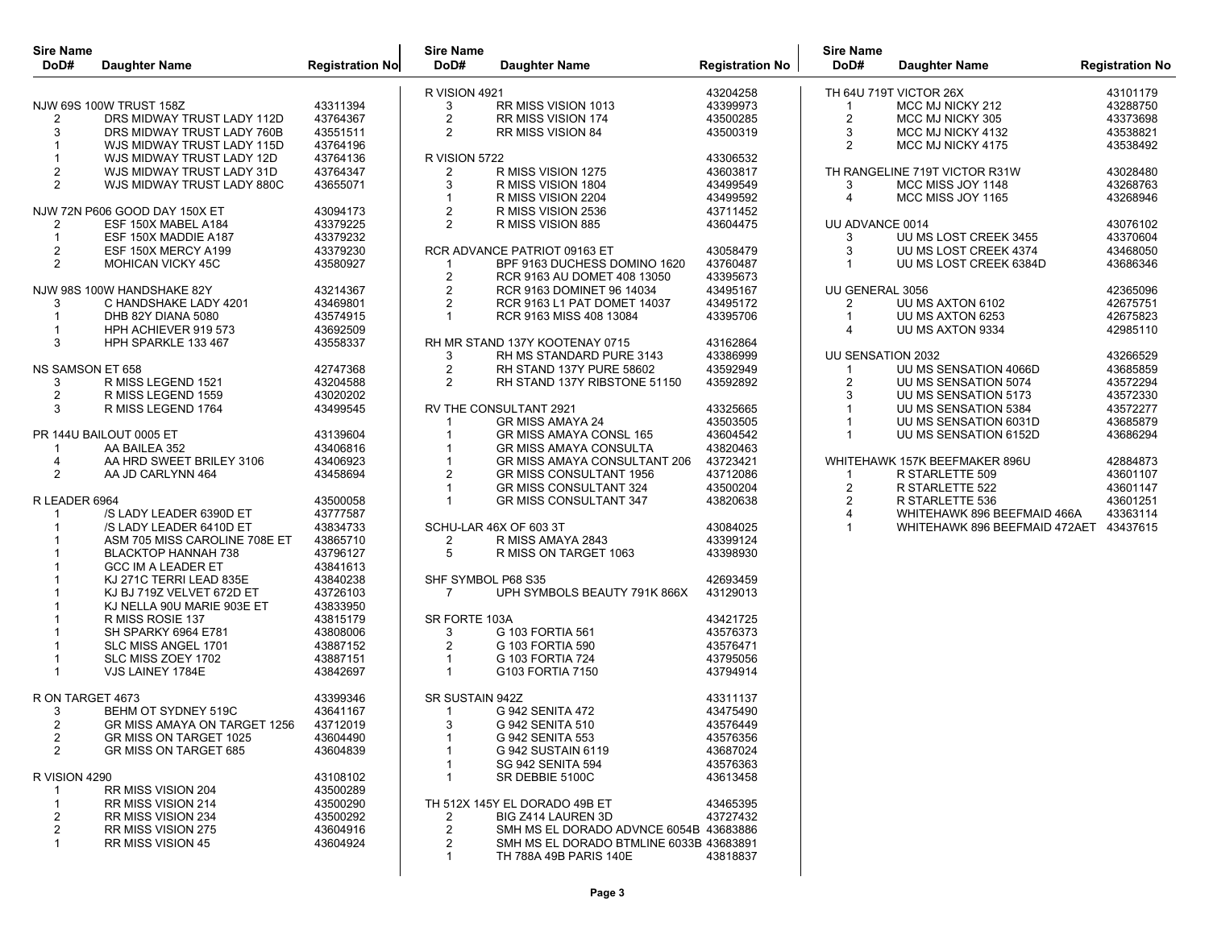| Sire Name DoD# | Daughter Name | Registration No |
|---|---|---|
| NJW 69S 100W TRUST 158Z | | 43311394 |
| 2 | DRS MIDWAY TRUST LADY 112D | 43764367 |
| 3 | DRS MIDWAY TRUST LADY 760B | 43551511 |
| 1 | WJS MIDWAY TRUST LADY 115D | 43764196 |
| 1 | WJS MIDWAY TRUST LADY 12D | 43764136 |
| 2 | WJS MIDWAY TRUST LADY 31D | 43764347 |
| 2 | WJS MIDWAY TRUST LADY 880C | 43655071 |
| NJW 72N P606 GOOD DAY 150X ET | | 43094173 |
| 2 | ESF 150X MABEL A184 | 43379225 |
| 1 | ESF 150X MADDIE A187 | 43379232 |
| 2 | ESF 150X MERCY A199 | 43379230 |
| 2 | MOHICAN VICKY 45C | 43580927 |
| NJW 98S 100W HANDSHAKE 82Y | | 43214367 |
| 3 | C HANDSHAKE LADY 4201 | 43469801 |
| 1 | DHB 82Y DIANA 5080 | 43574915 |
| 1 | HPH ACHIEVER 919 573 | 43692509 |
| 3 | HPH SPARKLE 133 467 | 43558337 |
| NS SAMSON ET 658 | | 42747368 |
| 3 | R MISS LEGEND 1521 | 43204588 |
| 2 | R MISS LEGEND 1559 | 43020202 |
| 3 | R MISS LEGEND 1764 | 43499545 |
| PR 144U BAILOUT 0005 ET | | 43139604 |
| 1 | AA BAILEA 352 | 43406816 |
| 4 | AA HRD SWEET BRILEY 3106 | 43406923 |
| 2 | AA JD CARLYNN 464 | 43458694 |
| R LEADER 6964 | | 43500058 |
| 1 | /S LADY LEADER 6390D ET | 43777587 |
| 1 | /S LADY LEADER 6410D ET | 43834733 |
| 1 | ASM 705 MISS CAROLINE 708E ET | 43865710 |
| 1 | BLACKTOP HANNAH 738 | 43796127 |
| 1 | GCC IM A LEADER ET | 43841613 |
| 1 | KJ 271C TERRI LEAD 835E | 43840238 |
| 1 | KJ BJ 719Z VELVET 672D ET | 43726103 |
| 1 | KJ NELLA 90U MARIE 903E ET | 43833950 |
| 1 | R MISS ROSIE 137 | 43815179 |
| 1 | SH SPARKY 6964 E781 | 43808006 |
| 1 | SLC MISS ANGEL 1701 | 43887152 |
| 1 | SLC MISS ZOEY 1702 | 43887151 |
| 1 | VJS LAINEY 1784E | 43842697 |
| R ON TARGET 4673 | | 43399346 |
| 3 | BEHM OT SYDNEY 519C | 43641167 |
| 2 | GR MISS AMAYA ON TARGET 1256 | 43712019 |
| 2 | GR MISS ON TARGET 1025 | 43604490 |
| 2 | GR MISS ON TARGET 685 | 43604839 |
| R VISION 4290 | | 43108102 |
| 1 | RR MISS VISION 204 | 43500289 |
| 1 | RR MISS VISION 214 | 43500290 |
| 2 | RR MISS VISION 234 | 43500292 |
| 2 | RR MISS VISION 275 | 43604916 |
| 1 | RR MISS VISION 45 | 43604924 |
| R VISION 4921 | | 43204258 |
| 3 | RR MISS VISION 1013 | 43399973 |
| 2 | RR MISS VISION 174 | 43500285 |
| 2 | RR MISS VISION 84 | 43500319 |
| R VISION 5722 | | 43306532 |
| 2 | R MISS VISION 1275 | 43603817 |
| 3 | R MISS VISION 1804 | 43499549 |
| 1 | R MISS VISION 2204 | 43499592 |
| 2 | R MISS VISION 2536 | 43711452 |
| 2 | R MISS VISION 885 | 43604475 |
| RCR ADVANCE PATRIOT 09163 ET | | 43058479 |
| 1 | BPF 9163 DUCHESS DOMINO 1620 | 43760487 |
| 2 | RCR 9163 AU DOMET 408 13050 | 43395673 |
| 2 | RCR 9163 DOMINET 96 14034 | 43495167 |
| 2 | RCR 9163 L1 PAT DOMET 14037 | 43495172 |
| 1 | RCR 9163 MISS 408 13084 | 43395706 |
| RH MR STAND 137Y KOOTENAY 0715 | | 43162864 |
| 3 | RH MS STANDARD PURE 3143 | 43386999 |
| 2 | RH STAND 137Y PURE 58602 | 43592949 |
| 2 | RH STAND 137Y RIBSTONE 51150 | 43592892 |
| RV THE CONSULTANT 2921 | | 43325665 |
| 1 | GR MISS AMAYA 24 | 43503505 |
| 1 | GR MISS AMAYA CONSL 165 | 43604542 |
| 1 | GR MISS AMAYA CONSULTA | 43820463 |
| 1 | GR MISS AMAYA CONSULTANT 206 | 43723421 |
| 2 | GR MISS CONSULTANT 1956 | 43712086 |
| 1 | GR MISS CONSULTANT 324 | 43500204 |
| 1 | GR MISS CONSULTANT 347 | 43820638 |
| SCHU-LAR 46X OF 603 3T | | 43084025 |
| 2 | R MISS AMAYA 2843 | 43399124 |
| 5 | R MISS ON TARGET 1063 | 43398930 |
| SHF SYMBOL P68 S35 | | 42693459 |
| 7 | UPH SYMBOLS BEAUTY 791K 866X | 43129013 |
| SR FORTE 103A | | 43421725 |
| 3 | G 103 FORTIA 561 | 43576373 |
| 2 | G 103 FORTIA 590 | 43576471 |
| 1 | G 103 FORTIA 724 | 43795056 |
| 1 | G103 FORTIA 7150 | 43794914 |
| SR SUSTAIN 942Z | | 43311137 |
| 1 | G 942 SENITA 472 | 43475490 |
| 3 | G 942 SENITA 510 | 43576449 |
| 1 | G 942 SENITA 553 | 43576356 |
| 1 | G 942 SUSTAIN 6119 | 43687024 |
| 1 | SG 942 SENITA 594 | 43576363 |
| 1 | SR DEBBIE 5100C | 43613458 |
| TH 512X 145Y EL DORADO 49B ET | | 43465395 |
| 2 | BIG Z414 LAUREN 3D | 43727432 |
| 2 | SMH MS EL DORADO ADVNCE 6054B | 43683886 |
| 2 | SMH MS EL DORADO BTMLINE 6033B | 43683891 |
| 1 | TH 788A 49B PARIS 140E | 43818837 |
| TH 64U 719T VICTOR 26X | | 43101179 |
| 1 | MCC MJ NICKY 212 | 43288750 |
| 2 | MCC MJ NICKY 305 | 43373698 |
| 3 | MCC MJ NICKY 4132 | 43538821 |
| 2 | MCC MJ NICKY 4175 | 43538492 |
| TH RANGELINE 719T VICTOR R31W | | 43028480 |
| 3 | MCC MISS JOY 1148 | 43268763 |
| 4 | MCC MISS JOY 1165 | 43268946 |
| UU ADVANCE 0014 | | 43076102 |
| 3 | UU MS LOST CREEK 3455 | 43370604 |
| 3 | UU MS LOST CREEK 4374 | 43468050 |
| 1 | UU MS LOST CREEK 6384D | 43686346 |
| UU GENERAL 3056 | | 42365096 |
| 2 | UU MS AXTON 6102 | 42675751 |
| 1 | UU MS AXTON 6253 | 42675823 |
| 4 | UU MS AXTON 9334 | 42985110 |
| UU SENSATION 2032 | | 43266529 |
| 1 | UU MS SENSATION 4066D | 43685859 |
| 2 | UU MS SENSATION 5074 | 43572294 |
| 3 | UU MS SENSATION 5173 | 43572330 |
| 1 | UU MS SENSATION 5384 | 43572277 |
| 1 | UU MS SENSATION 6031D | 43685879 |
| 1 | UU MS SENSATION 6152D | 43686294 |
| WHITEHAWK 157K BEEFMAKER 896U | | 42884873 |
| 1 | R STARLETTE 509 | 43601107 |
| 2 | R STARLETTE 522 | 43601147 |
| 2 | R STARLETTE 536 | 43601251 |
| 4 | WHITEHAWK 896 BEEFMAID 466A | 43363114 |
| 1 | WHITEHAWK 896 BEEFMAID 472AET | 43437615 |